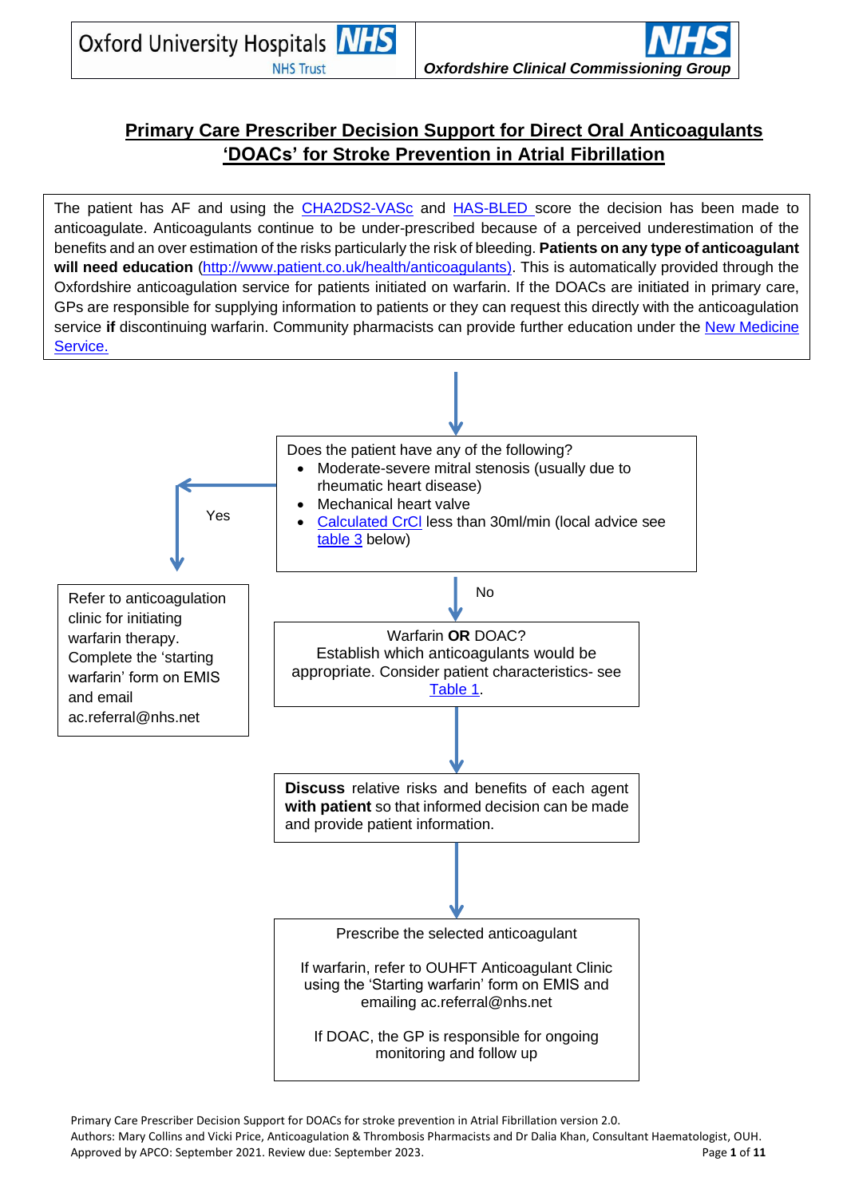Oxford University Hospitals NHS Trust | Oxfordshire Clinical Commissioning Group

# Primary Care Prescriber Decision Support for Direct Oral Anticoagulants 'DOACs' for Stroke Prevention in Atrial Fibrillation

The patient has AF and using the CHA2DS2-VASc and HAS-BLED score the decision has been made to anticoagulate. Anticoagulants continue to be under-prescribed because of a perceived underestimation of the benefits and an over estimation of the risks particularly the risk of bleeding. **Patients on any type of anticoagulant will need education** (http://www.patient.co.uk/health/anticoagulants). This is automatically provided through the Oxfordshire anticoagulation service for patients initiated on warfarin. If the DOACs are initiated in primary care, GPs are responsible for supplying information to patients or they can request this directly with the anticoagulation service **if** discontinuing warfarin. Community pharmacists can provide further education under the New Medicine Service.

---

Does the patient have any of the following?

- Moderate-severe mitral stenosis (usually due to rheumatic heart disease)
- Mechanical heart valve
- Calculated CrCl less than 30ml/min (local advice see table 3 below)

**Yes** →

Refer to anticoagulation clinic for initiating warfarin therapy. Complete the 'starting warfarin' form on EMIS and email ac.referral@nhs.net

**No** ↓

Warfarin **OR** DOAC?
Establish which anticoagulants would be appropriate. Consider patient characteristics- see Table 1.

↓

**Discuss** relative risks and benefits of each agent **with patient** so that informed decision can be made and provide patient information.

↓

Prescribe the selected anticoagulant

If warfarin, refer to OUHFT Anticoagulant Clinic using the 'Starting warfarin' form on EMIS and emailing ac.referral@nhs.net

If DOAC, the GP is responsible for ongoing monitoring and follow up

---

Primary Care Prescriber Decision Support for DOACs for stroke prevention in Atrial Fibrillation version 2.0.
Authors: Mary Collins and Vicki Price, Anticoagulation & Thrombosis Pharmacists and Dr Dalia Khan, Consultant Haematologist, OUH.
Approved by APCO: September 2021. Review due: September 2023.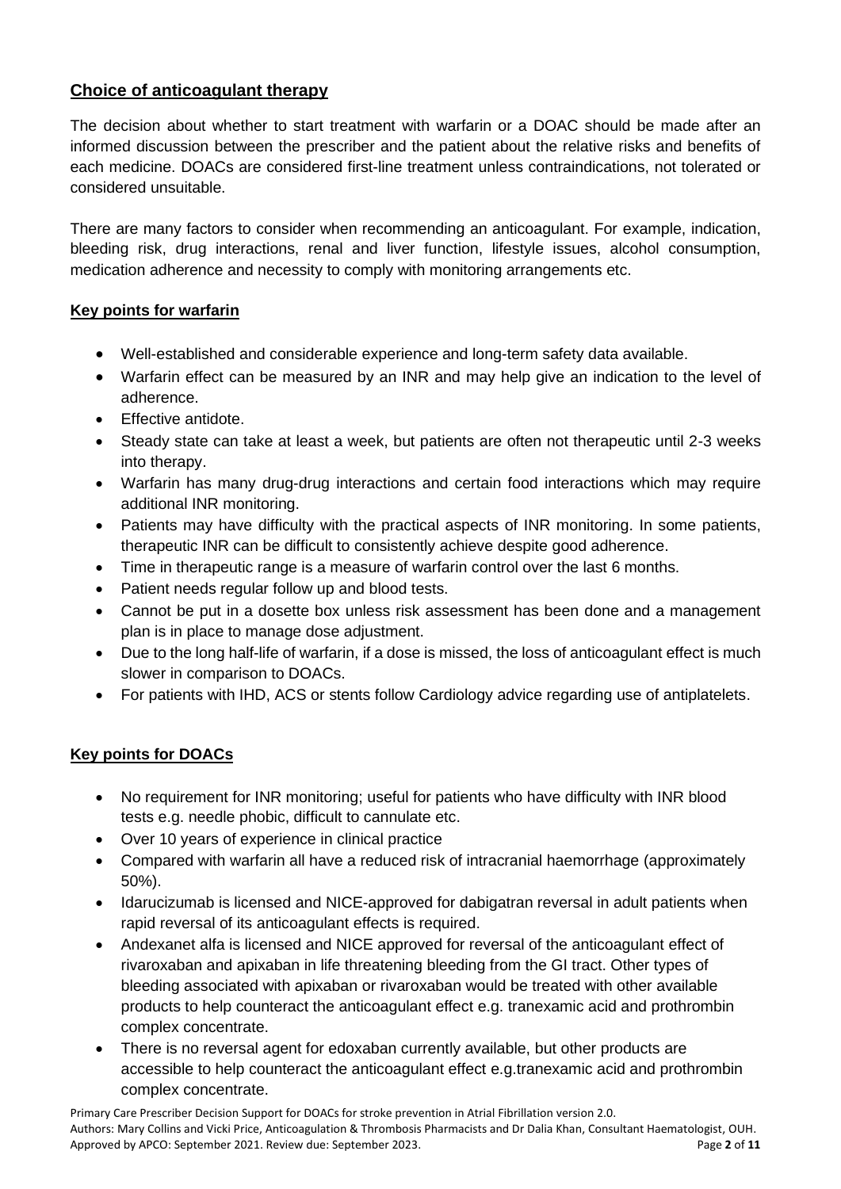## Choice of anticoagulant therapy

The decision about whether to start treatment with warfarin or a DOAC should be made after an informed discussion between the prescriber and the patient about the relative risks and benefits of each medicine. DOACs are considered first-line treatment unless contraindications, not tolerated or considered unsuitable.

There are many factors to consider when recommending an anticoagulant. For example, indication, bleeding risk, drug interactions, renal and liver function, lifestyle issues, alcohol consumption, medication adherence and necessity to comply with monitoring arrangements etc.

### Key points for warfarin

- Well-established and considerable experience and long-term safety data available.
- Warfarin effect can be measured by an INR and may help give an indication to the level of adherence.
- Effective antidote.
- Steady state can take at least a week, but patients are often not therapeutic until 2-3 weeks into therapy.
- Warfarin has many drug-drug interactions and certain food interactions which may require additional INR monitoring.
- Patients may have difficulty with the practical aspects of INR monitoring. In some patients, therapeutic INR can be difficult to consistently achieve despite good adherence.
- Time in therapeutic range is a measure of warfarin control over the last 6 months.
- Patient needs regular follow up and blood tests.
- Cannot be put in a dosette box unless risk assessment has been done and a management plan is in place to manage dose adjustment.
- Due to the long half-life of warfarin, if a dose is missed, the loss of anticoagulant effect is much slower in comparison to DOACs.
- For patients with IHD, ACS or stents follow Cardiology advice regarding use of antiplatelets.

### Key points for DOACs

- No requirement for INR monitoring; useful for patients who have difficulty with INR blood tests e.g. needle phobic, difficult to cannulate etc.
- Over 10 years of experience in clinical practice
- Compared with warfarin all have a reduced risk of intracranial haemorrhage (approximately 50%).
- Idarucizumab is licensed and NICE-approved for dabigatran reversal in adult patients when rapid reversal of its anticoagulant effects is required.
- Andexanet alfa is licensed and NICE approved for reversal of the anticoagulant effect of rivaroxaban and apixaban in life threatening bleeding from the GI tract. Other types of bleeding associated with apixaban or rivaroxaban would be treated with other available products to help counteract the anticoagulant effect e.g. tranexamic acid and prothrombin complex concentrate.
- There is no reversal agent for edoxaban currently available, but other products are accessible to help counteract the anticoagulant effect e.g.tranexamic acid and prothrombin complex concentrate.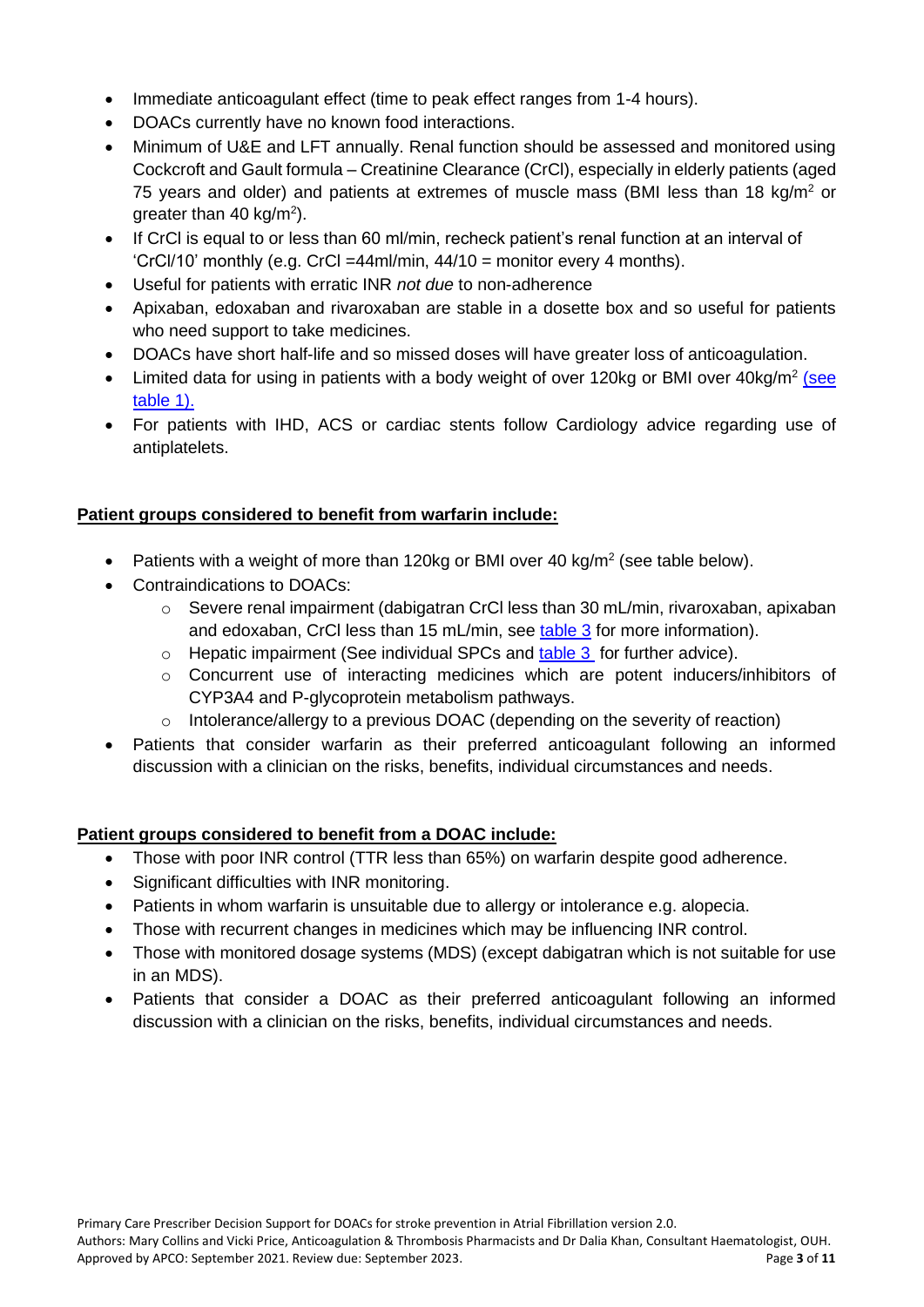- Immediate anticoagulant effect (time to peak effect ranges from 1-4 hours).
- DOACs currently have no known food interactions.
- Minimum of U&E and LFT annually. Renal function should be assessed and monitored using Cockcroft and Gault formula – Creatinine Clearance (CrCl), especially in elderly patients (aged 75 years and older) and patients at extremes of muscle mass (BMI less than 18 kg/m$^2$ or greater than 40 kg/m$^2$).
- If CrCl is equal to or less than 60 ml/min, recheck patient's renal function at an interval of 'CrCl/10' monthly (e.g. CrCl =44ml/min, 44/10 = monitor every 4 months).
- Useful for patients with erratic INR *not due* to non-adherence
- Apixaban, edoxaban and rivaroxaban are stable in a dosette box and so useful for patients who need support to take medicines.
- DOACs have short half-life and so missed doses will have greater loss of anticoagulation.
- Limited data for using in patients with a body weight of over 120kg or BMI over 40kg/m$^2$ (see table 1).
- For patients with IHD, ACS or cardiac stents follow Cardiology advice regarding use of antiplatelets.

**Patient groups considered to benefit from warfarin include:**

- Patients with a weight of more than 120kg or BMI over 40 kg/m$^2$ (see table below).
- Contraindications to DOACs:
  - Severe renal impairment (dabigatran CrCl less than 30 mL/min, rivaroxaban, apixaban and edoxaban, CrCl less than 15 mL/min, see table 3 for more information).
  - Hepatic impairment (See individual SPCs and table 3 for further advice).
  - Concurrent use of interacting medicines which are potent inducers/inhibitors of CYP3A4 and P-glycoprotein metabolism pathways.
  - Intolerance/allergy to a previous DOAC (depending on the severity of reaction)
- Patients that consider warfarin as their preferred anticoagulant following an informed discussion with a clinician on the risks, benefits, individual circumstances and needs.

**Patient groups considered to benefit from a DOAC include:**

- Those with poor INR control (TTR less than 65%) on warfarin despite good adherence.
- Significant difficulties with INR monitoring.
- Patients in whom warfarin is unsuitable due to allergy or intolerance e.g. alopecia.
- Those with recurrent changes in medicines which may be influencing INR control.
- Those with monitored dosage systems (MDS) (except dabigatran which is not suitable for use in an MDS).
- Patients that consider a DOAC as their preferred anticoagulant following an informed discussion with a clinician on the risks, benefits, individual circumstances and needs.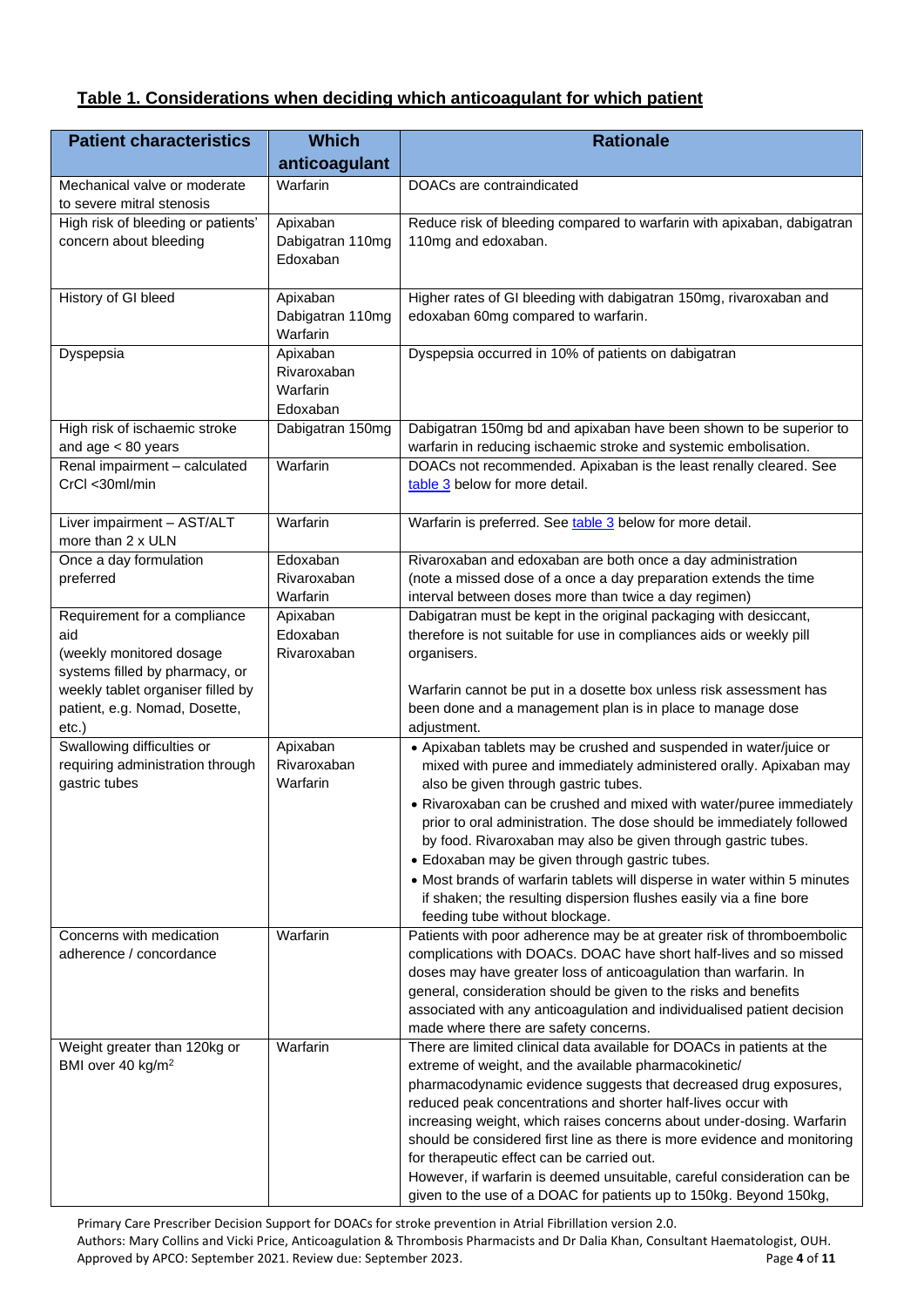## Table 1. Considerations when deciding which anticoagulant for which patient

| Patient characteristics | Which anticoagulant | Rationale |
|---|---|---|
| Mechanical valve or moderate to severe mitral stenosis | Warfarin | DOACs are contraindicated |
| High risk of bleeding or patients' concern about bleeding | Apixaban<br>Dabigatran 110mg<br>Edoxaban | Reduce risk of bleeding compared to warfarin with apixaban, dabigatran 110mg and edoxaban. |
| History of GI bleed | Apixaban<br>Dabigatran 110mg<br>Warfarin | Higher rates of GI bleeding with dabigatran 150mg, rivaroxaban and edoxaban 60mg compared to warfarin. |
| Dyspepsia | Apixaban<br>Rivaroxaban<br>Warfarin<br>Edoxaban | Dyspepsia occurred in 10% of patients on dabigatran |
| High risk of ischaemic stroke and age < 80 years | Dabigatran 150mg | Dabigatran 150mg bd and apixaban have been shown to be superior to warfarin in reducing ischaemic stroke and systemic embolisation. |
| Renal impairment – calculated CrCl <30ml/min | Warfarin | DOACs not recommended. Apixaban is the least renally cleared. See table 3 below for more detail. |
| Liver impairment – AST/ALT more than 2 x ULN | Warfarin | Warfarin is preferred. See table 3 below for more detail. |
| Once a day formulation preferred | Edoxaban<br>Rivaroxaban<br>Warfarin | Rivaroxaban and edoxaban are both once a day administration (note a missed dose of a once a day preparation extends the time interval between doses more than twice a day regimen) |
| Requirement for a compliance aid (weekly monitored dosage systems filled by pharmacy, or weekly tablet organiser filled by patient, e.g. Nomad, Dosette, etc.) | Apixaban<br>Edoxaban<br>Rivaroxaban | Dabigatran must be kept in the original packaging with desiccant, therefore is not suitable for use in compliances aids or weekly pill organisers.<br><br>Warfarin cannot be put in a dosette box unless risk assessment has been done and a management plan is in place to manage dose adjustment. |
| Swallowing difficulties or requiring administration through gastric tubes | Apixaban<br>Rivaroxaban<br>Warfarin | • Apixaban tablets may be crushed and suspended in water/juice or mixed with puree and immediately administered orally. Apixaban may also be given through gastric tubes.<br>• Rivaroxaban can be crushed and mixed with water/puree immediately prior to oral administration. The dose should be immediately followed by food. Rivaroxaban may also be given through gastric tubes.<br>• Edoxaban may be given through gastric tubes.<br>• Most brands of warfarin tablets will disperse in water within 5 minutes if shaken; the resulting dispersion flushes easily via a fine bore feeding tube without blockage. |
| Concerns with medication adherence / concordance | Warfarin | Patients with poor adherence may be at greater risk of thromboembolic complications with DOACs. DOAC have short half-lives and so missed doses may have greater loss of anticoagulation than warfarin. In general, consideration should be given to the risks and benefits associated with any anticoagulation and individualised patient decision made where there are safety concerns. |
| Weight greater than 120kg or BMI over 40 kg/m$^2$ | Warfarin | There are limited clinical data available for DOACs in patients at the extreme of weight, and the available pharmacokinetic/ pharmacodynamic evidence suggests that decreased drug exposures, reduced peak concentrations and shorter half-lives occur with increasing weight, which raises concerns about under-dosing. Warfarin should be considered first line as there is more evidence and monitoring for therapeutic effect can be carried out.<br>However, if warfarin is deemed unsuitable, careful consideration can be given to the use of a DOAC for patients up to 150kg. Beyond 150kg, |

Primary Care Prescriber Decision Support for DOACs for stroke prevention in Atrial Fibrillation version 2.0.
Authors: Mary Collins and Vicki Price, Anticoagulation & Thrombosis Pharmacists and Dr Dalia Khan, Consultant Haematologist, OUH.
Approved by APCO: September 2021. Review due: September 2023.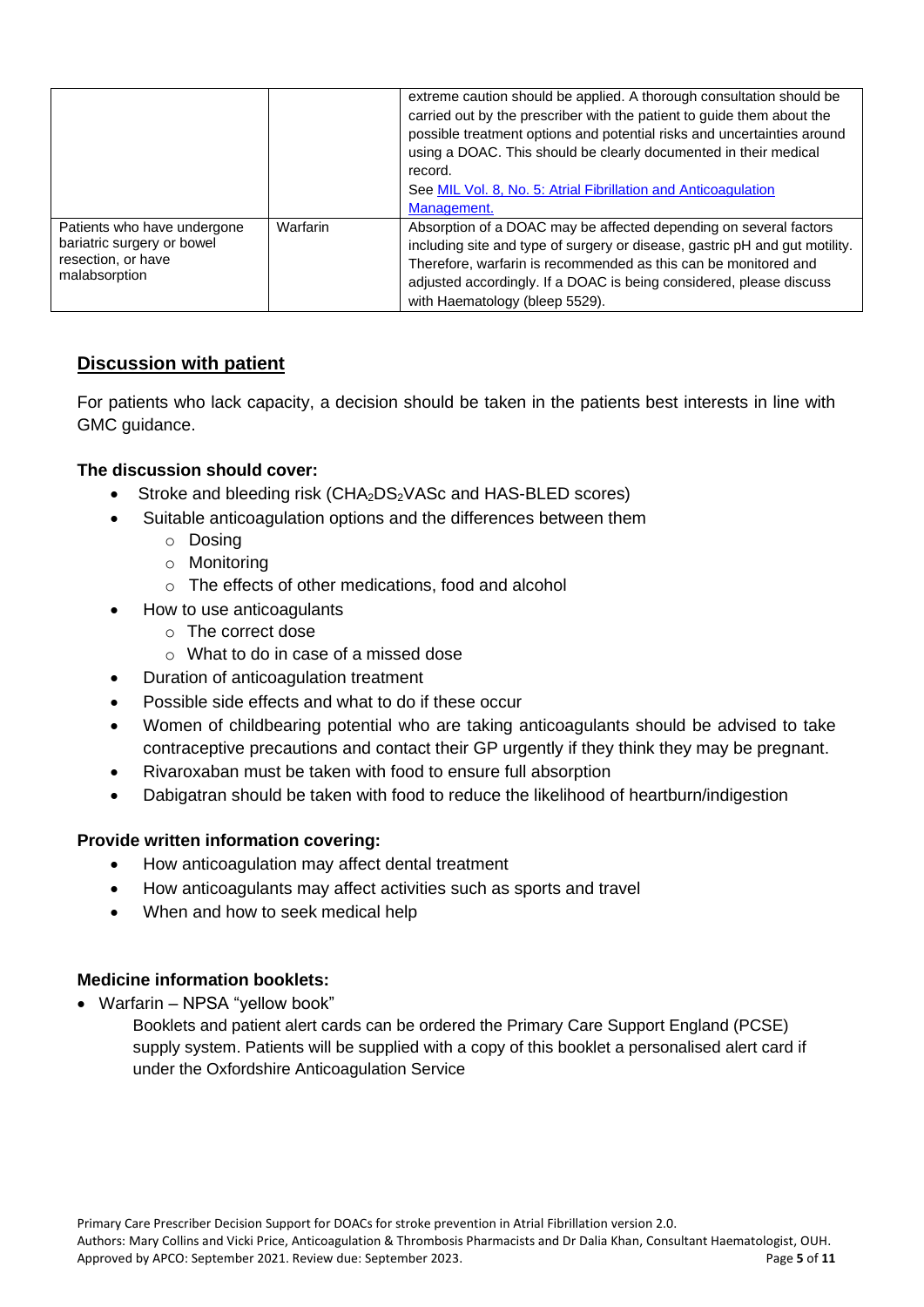|  |  |  |
|---|---|---|
|  |  | extreme caution should be applied. A thorough consultation should be carried out by the prescriber with the patient to guide them about the possible treatment options and potential risks and uncertainties around using a DOAC. This should be clearly documented in their medical record. See [MIL Vol. 8, No. 5: Atrial Fibrillation and Anticoagulation Management.] |
| Patients who have undergone bariatric surgery or bowel resection, or have malabsorption | Warfarin | Absorption of a DOAC may be affected depending on several factors including site and type of surgery or disease, gastric pH and gut motility. Therefore, warfarin is recommended as this can be monitored and adjusted accordingly. If a DOAC is being considered, please discuss with Haematology (bleep 5529). |

## Discussion with patient

For patients who lack capacity, a decision should be taken in the patients best interests in line with GMC guidance.

**The discussion should cover:**

- Stroke and bleeding risk ($CHA_2DS_2VASc$ and HAS-BLED scores)
- Suitable anticoagulation options and the differences between them
    - Dosing
    - Monitoring
    - The effects of other medications, food and alcohol
- How to use anticoagulants
    - The correct dose
    - What to do in case of a missed dose
- Duration of anticoagulation treatment
- Possible side effects and what to do if these occur
- Women of childbearing potential who are taking anticoagulants should be advised to take contraceptive precautions and contact their GP urgently if they think they may be pregnant.
- Rivaroxaban must be taken with food to ensure full absorption
- Dabigatran should be taken with food to reduce the likelihood of heartburn/indigestion

**Provide written information covering:**

- How anticoagulation may affect dental treatment
- How anticoagulants may affect activities such as sports and travel
- When and how to seek medical help

**Medicine information booklets:**

- Warfarin – NPSA "yellow book"

  Booklets and patient alert cards can be ordered the Primary Care Support England (PCSE) supply system. Patients will be supplied with a copy of this booklet a personalised alert card if under the Oxfordshire Anticoagulation Service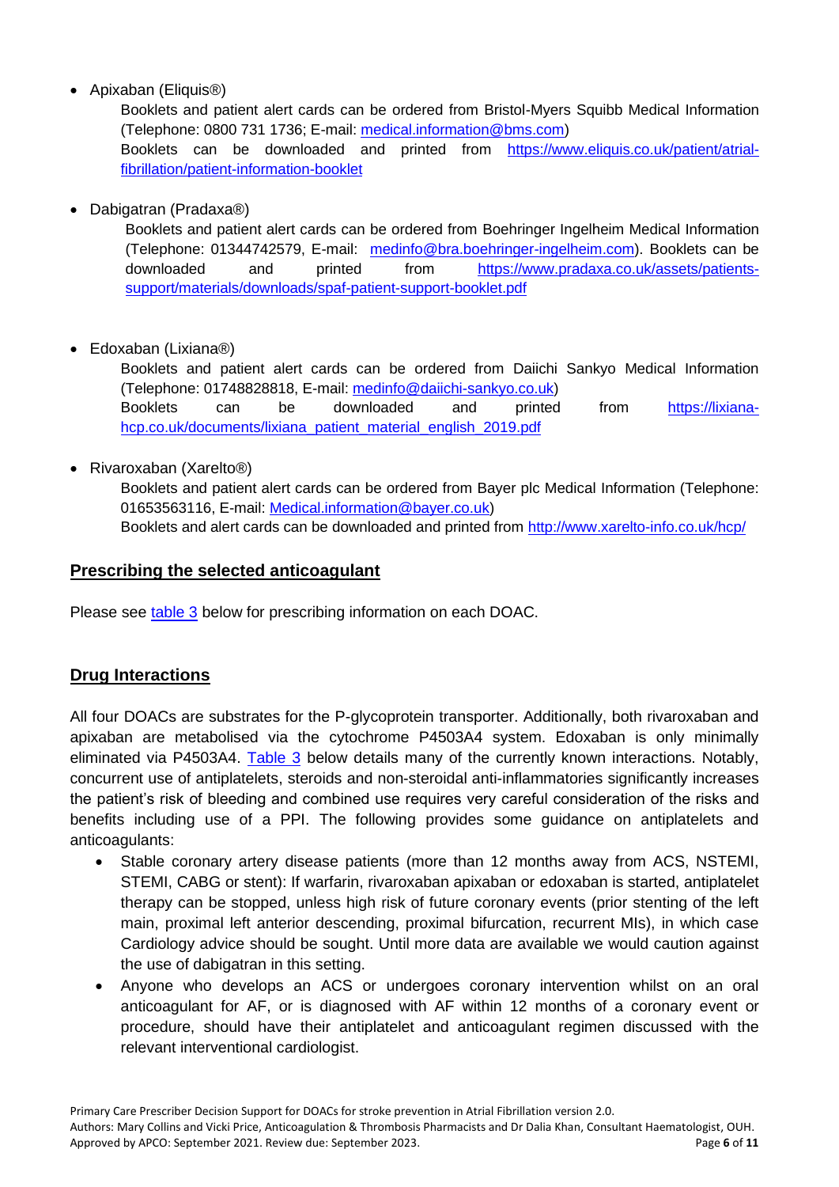- Apixaban (Eliquis®)

  Booklets and patient alert cards can be ordered from Bristol-Myers Squibb Medical Information (Telephone: 0800 731 1736; E-mail: [medical.information@bms.com](mailto:medical.information@bms.com))

  Booklets can be downloaded and printed from [https://www.eliquis.co.uk/patient/atrial-fibrillation/patient-information-booklet](https://www.eliquis.co.uk/patient/atrial-fibrillation/patient-information-booklet)

- Dabigatran (Pradaxa®)

  Booklets and patient alert cards can be ordered from Boehringer Ingelheim Medical Information (Telephone: 01344742579, E-mail: [medinfo@bra.boehringer-ingelheim.com](mailto:medinfo@bra.boehringer-ingelheim.com)). Booklets can be downloaded and printed from [https://www.pradaxa.co.uk/assets/patients-support/materials/downloads/spaf-patient-support-booklet.pdf](https://www.pradaxa.co.uk/assets/patients-support/materials/downloads/spaf-patient-support-booklet.pdf)

- Edoxaban (Lixiana®)

  Booklets and patient alert cards can be ordered from Daiichi Sankyo Medical Information (Telephone: 01748828818, E-mail: [medinfo@daiichi-sankyo.co.uk](mailto:medinfo@daiichi-sankyo.co.uk))

  Booklets can be downloaded and printed from [https://lixiana-hcp.co.uk/documents/lixiana_patient_material_english_2019.pdf](https://lixiana-hcp.co.uk/documents/lixiana_patient_material_english_2019.pdf)

- Rivaroxaban (Xarelto®)

  Booklets and patient alert cards can be ordered from Bayer plc Medical Information (Telephone: 01653563116, E-mail: [Medical.information@bayer.co.uk](mailto:Medical.information@bayer.co.uk))

  Booklets and alert cards can be downloaded and printed from [http://www.xarelto-info.co.uk/hcp/](http://www.xarelto-info.co.uk/hcp/)

## Prescribing the selected anticoagulant

Please see table 3 below for prescribing information on each DOAC.

## Drug Interactions

All four DOACs are substrates for the P-glycoprotein transporter. Additionally, both rivaroxaban and apixaban are metabolised via the cytochrome P4503A4 system. Edoxaban is only minimally eliminated via P4503A4. Table 3 below details many of the currently known interactions. Notably, concurrent use of antiplatelets, steroids and non-steroidal anti-inflammatories significantly increases the patient's risk of bleeding and combined use requires very careful consideration of the risks and benefits including use of a PPI. The following provides some guidance on antiplatelets and anticoagulants:

- Stable coronary artery disease patients (more than 12 months away from ACS, NSTEMI, STEMI, CABG or stent): If warfarin, rivaroxaban apixaban or edoxaban is started, antiplatelet therapy can be stopped, unless high risk of future coronary events (prior stenting of the left main, proximal left anterior descending, proximal bifurcation, recurrent MIs), in which case Cardiology advice should be sought. Until more data are available we would caution against the use of dabigatran in this setting.
- Anyone who develops an ACS or undergoes coronary intervention whilst on an oral anticoagulant for AF, or is diagnosed with AF within 12 months of a coronary event or procedure, should have their antiplatelet and anticoagulant regimen discussed with the relevant interventional cardiologist.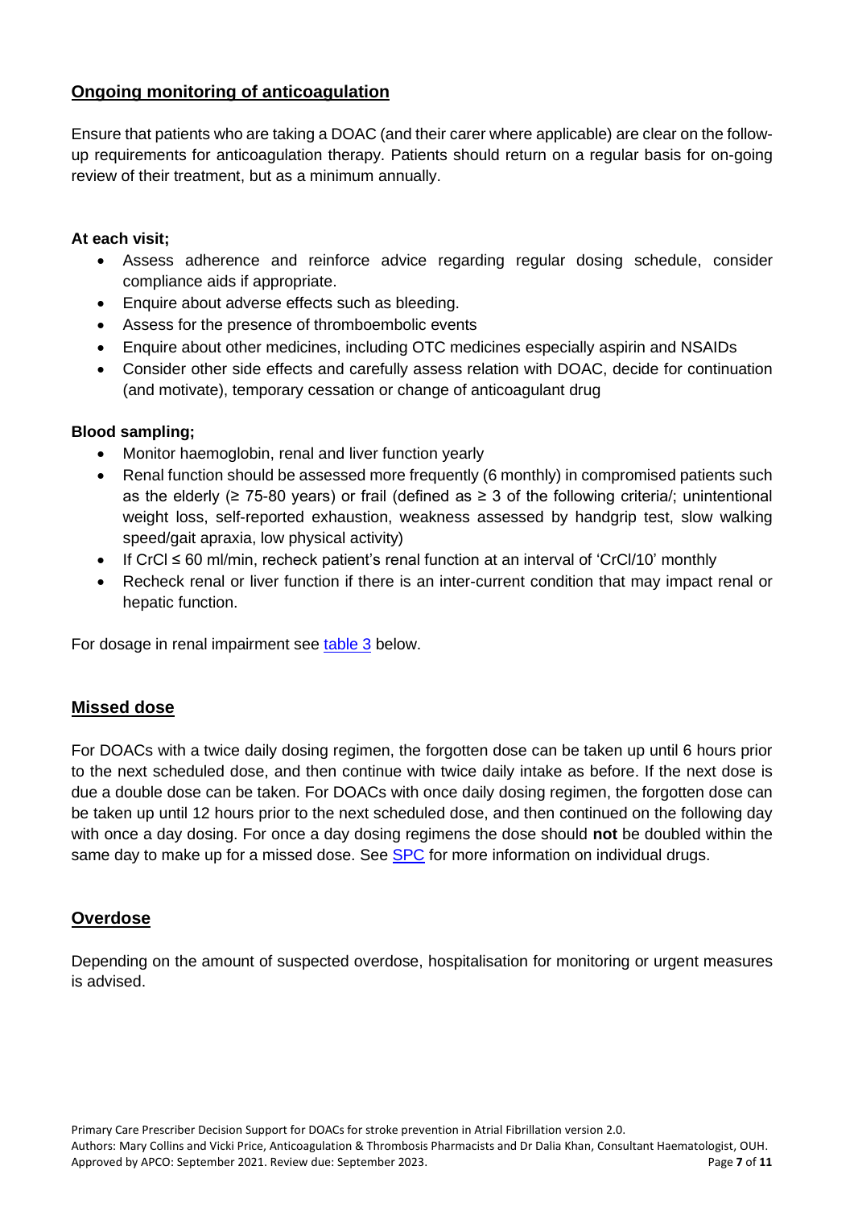## Ongoing monitoring of anticoagulation

Ensure that patients who are taking a DOAC (and their carer where applicable) are clear on the follow-up requirements for anticoagulation therapy. Patients should return on a regular basis for on-going review of their treatment, but as a minimum annually.

**At each visit;**

- Assess adherence and reinforce advice regarding regular dosing schedule, consider compliance aids if appropriate.
- Enquire about adverse effects such as bleeding.
- Assess for the presence of thromboembolic events
- Enquire about other medicines, including OTC medicines especially aspirin and NSAIDs
- Consider other side effects and carefully assess relation with DOAC, decide for continuation (and motivate), temporary cessation or change of anticoagulant drug

**Blood sampling;**

- Monitor haemoglobin, renal and liver function yearly
- Renal function should be assessed more frequently (6 monthly) in compromised patients such as the elderly (≥ 75-80 years) or frail (defined as ≥ 3 of the following criteria/; unintentional weight loss, self-reported exhaustion, weakness assessed by handgrip test, slow walking speed/gait apraxia, low physical activity)
- If CrCl ≤ 60 ml/min, recheck patient's renal function at an interval of 'CrCl/10' monthly
- Recheck renal or liver function if there is an inter-current condition that may impact renal or hepatic function.

For dosage in renal impairment see table 3 below.

## Missed dose

For DOACs with a twice daily dosing regimen, the forgotten dose can be taken up until 6 hours prior to the next scheduled dose, and then continue with twice daily intake as before. If the next dose is due a double dose can be taken. For DOACs with once daily dosing regimen, the forgotten dose can be taken up until 12 hours prior to the next scheduled dose, and then continued on the following day with once a day dosing. For once a day dosing regimens the dose should **not** be doubled within the same day to make up for a missed dose. See SPC for more information on individual drugs.

## Overdose

Depending on the amount of suspected overdose, hospitalisation for monitoring or urgent measures is advised.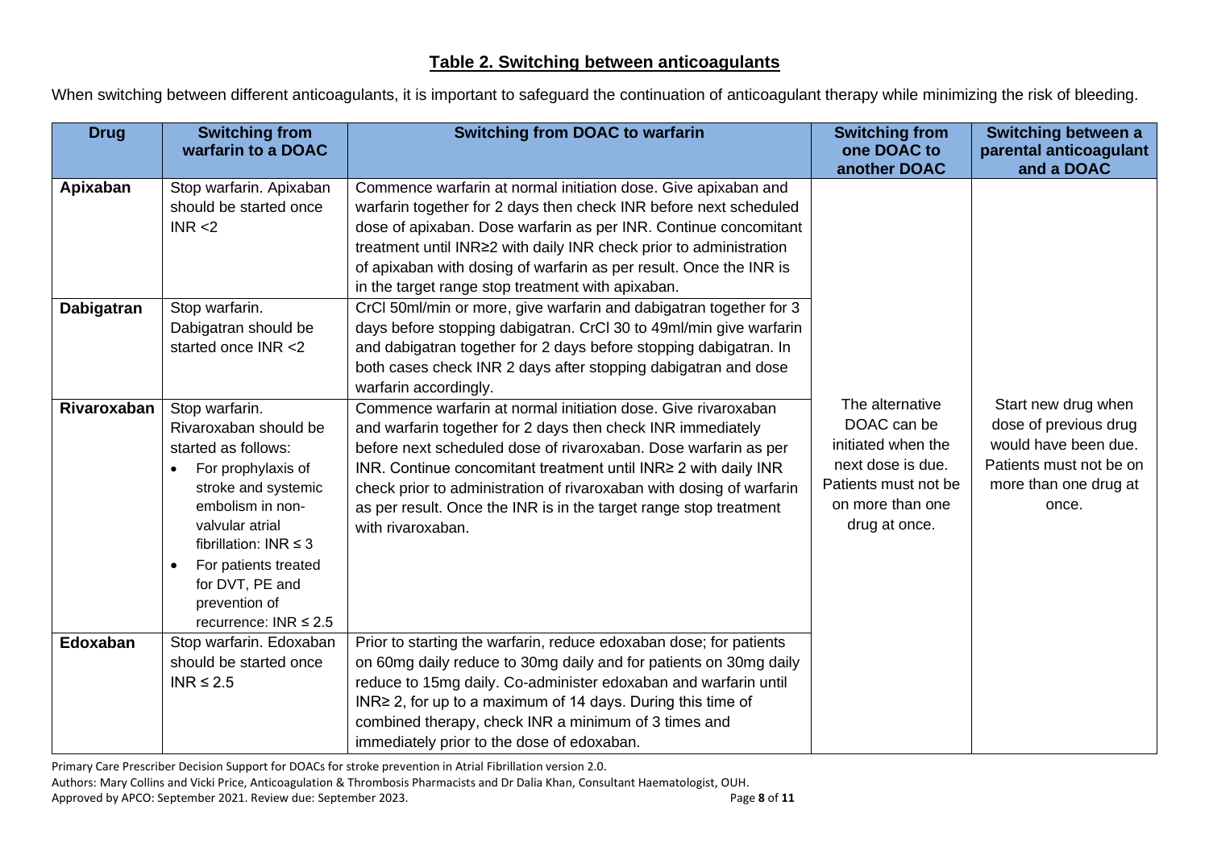## Table 2. Switching between anticoagulants

When switching between different anticoagulants, it is important to safeguard the continuation of anticoagulant therapy while minimizing the risk of bleeding.

| Drug | Switching from warfarin to a DOAC | Switching from DOAC to warfarin | Switching from one DOAC to another DOAC | Switching between a parental anticoagulant and a DOAC |
|---|---|---|---|---|
| **Apixaban** | Stop warfarin. Apixaban should be started once INR <2 | Commence warfarin at normal initiation dose. Give apixaban and warfarin together for 2 days then check INR before next scheduled dose of apixaban. Dose warfarin as per INR. Continue concomitant treatment until INR≥2 with daily INR check prior to administration of apixaban with dosing of warfarin as per result. Once the INR is in the target range stop treatment with apixaban. | The alternative DOAC can be initiated when the next dose is due. Patients must not be on more than one drug at once. | Start new drug when dose of previous drug would have been due. Patients must not be on more than one drug at once. |
| **Dabigatran** | Stop warfarin. Dabigatran should be started once INR <2 | CrCl 50ml/min or more, give warfarin and dabigatran together for 3 days before stopping dabigatran. CrCl 30 to 49ml/min give warfarin and dabigatran together for 2 days before stopping dabigatran. In both cases check INR 2 days after stopping dabigatran and dose warfarin accordingly. | | |
| **Rivaroxaban** | Stop warfarin. Rivaroxaban should be started as follows:<br>• For prophylaxis of stroke and systemic embolism in non-valvular atrial fibrillation: INR ≤ 3<br>• For patients treated for DVT, PE and prevention of recurrence: INR ≤ 2.5 | Commence warfarin at normal initiation dose. Give rivaroxaban and warfarin together for 2 days then check INR immediately before next scheduled dose of rivaroxaban. Dose warfarin as per INR. Continue concomitant treatment until INR≥ 2 with daily INR check prior to administration of rivaroxaban with dosing of warfarin as per result. Once the INR is in the target range stop treatment with rivaroxaban. | | |
| **Edoxaban** | Stop warfarin. Edoxaban should be started once INR ≤ 2.5 | Prior to starting the warfarin, reduce edoxaban dose; for patients on 60mg daily reduce to 30mg daily and for patients on 30mg daily reduce to 15mg daily. Co-administer edoxaban and warfarin until INR≥ 2, for up to a maximum of 14 days. During this time of combined therapy, check INR a minimum of 3 times and immediately prior to the dose of edoxaban. | | |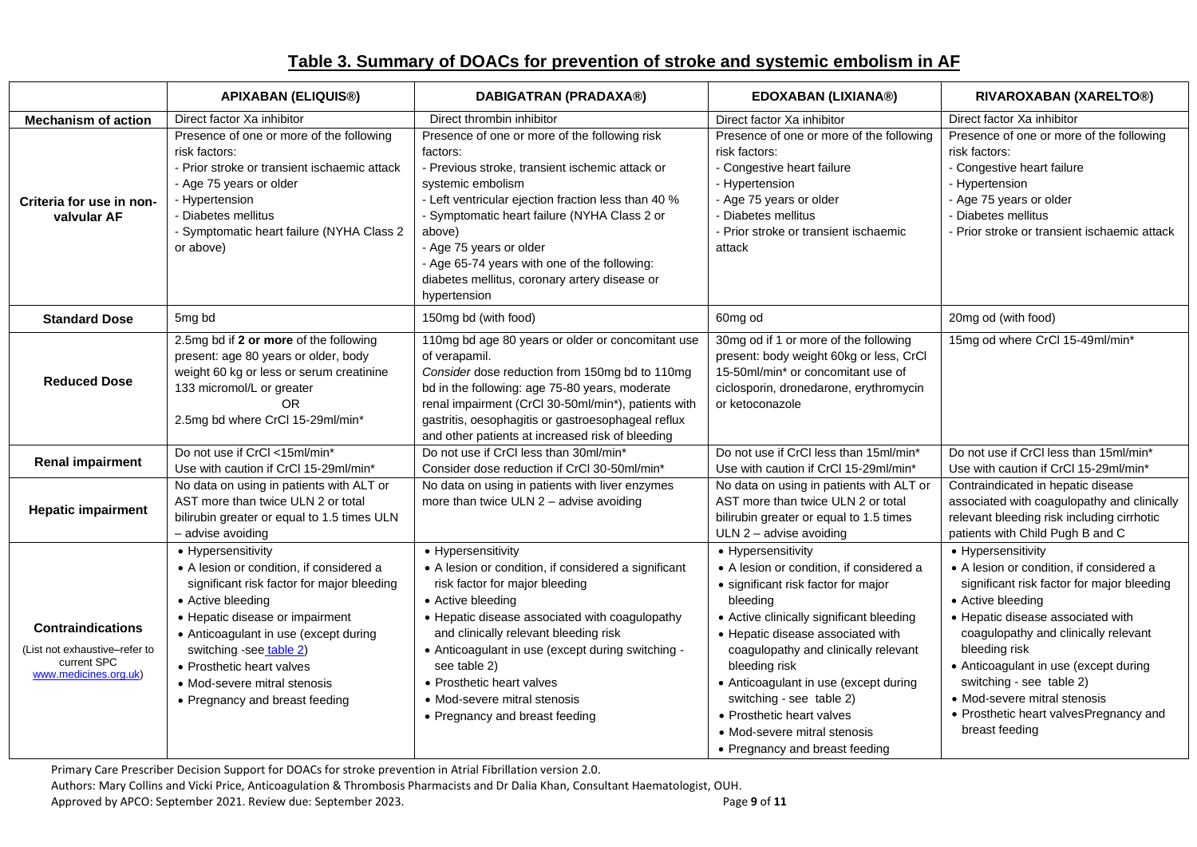# Table 3. Summary of DOACs for prevention of stroke and systemic embolism in AF

| | APIXABAN (ELIQUIS®) | DABIGATRAN (PRADAXA®) | EDOXABAN (LIXIANA®) | RIVAROXABAN (XARELTO®) |
|---|---|---|---|---|
| **Mechanism of action** | Direct factor Xa inhibitor | Direct thrombin inhibitor | Direct factor Xa inhibitor | Direct factor Xa inhibitor |
| **Criteria for use in non-valvular AF** | Presence of one or more of the following risk factors:<br>- Prior stroke or transient ischaemic attack<br>- Age 75 years or older<br>- Hypertension<br>- Diabetes mellitus<br>- Symptomatic heart failure (NYHA Class 2 or above) | Presence of one or more of the following risk factors:<br>- Previous stroke, transient ischemic attack or systemic embolism<br>- Left ventricular ejection fraction less than 40 %<br>- Symptomatic heart failure (NYHA Class 2 or above)<br>- Age 75 years or older<br>- Age 65-74 years with one of the following: diabetes mellitus, coronary artery disease or hypertension | Presence of one or more of the following risk factors:<br>- Congestive heart failure<br>- Hypertension<br>- Age 75 years or older<br>- Diabetes mellitus<br>- Prior stroke or transient ischaemic attack | Presence of one or more of the following risk factors:<br>- Congestive heart failure<br>- Hypertension<br>- Age 75 years or older<br>- Diabetes mellitus<br>- Prior stroke or transient ischaemic attack |
| **Standard Dose** | 5mg bd | 150mg bd (with food) | 60mg od | 20mg od (with food) |
| **Reduced Dose** | 2.5mg bd if **2 or more** of the following present: age 80 years or older, body weight 60 kg or less or serum creatinine 133 micromol/L or greater<br>OR<br>2.5mg bd where CrCl 15-29ml/min* | 110mg bd age 80 years or older or concomitant use of verapamil.<br>*Consider* dose reduction from 150mg bd to 110mg bd in the following: age 75-80 years, moderate renal impairment (CrCl 30-50ml/min*), patients with gastritis, oesophagitis or gastroesophageal reflux and other patients at increased risk of bleeding | 30mg od if 1 or more of the following present: body weight 60kg or less, CrCl 15-50ml/min* or concomitant use of ciclosporin, dronedarone, erythromycin or ketoconazole | 15mg od where CrCl 15-49ml/min* |
| **Renal impairment** | Do not use if CrCl <15ml/min*<br>Use with caution if CrCl 15-29ml/min* | Do not use if CrCl less than 30ml/min*<br>Consider dose reduction if CrCl 30-50ml/min* | Do not use if CrCl less than 15ml/min*<br>Use with caution if CrCl 15-29ml/min* | Do not use if CrCl less than 15ml/min*<br>Use with caution if CrCl 15-29ml/min* |
| **Hepatic impairment** | No data on using in patients with ALT or AST more than twice ULN 2 or total bilirubin greater or equal to 1.5 times ULN – advise avoiding | No data on using in patients with liver enzymes more than twice ULN 2 – advise avoiding | No data on using in patients with ALT or AST more than twice ULN 2 or total bilirubin greater or equal to 1.5 times ULN 2 – advise avoiding | Contraindicated in hepatic disease associated with coagulopathy and clinically relevant bleeding risk including cirrhotic patients with Child Pugh B and C |
| **Contraindications**<br>(List not exhaustive–refer to current SPC www.medicines.org.uk) | • Hypersensitivity<br>• A lesion or condition, if considered a significant risk factor for major bleeding<br>• Active bleeding<br>• Hepatic disease or impairment<br>• Anticoagulant in use (except during switching -see table 2)<br>• Prosthetic heart valves<br>• Mod-severe mitral stenosis<br>• Pregnancy and breast feeding | • Hypersensitivity<br>• A lesion or condition, if considered a significant risk factor for major bleeding<br>• Active bleeding<br>• Hepatic disease associated with coagulopathy and clinically relevant bleeding risk<br>• Anticoagulant in use (except during switching - see table 2)<br>• Prosthetic heart valves<br>• Mod-severe mitral stenosis<br>• Pregnancy and breast feeding | • Hypersensitivity<br>• A lesion or condition, if considered a<br>• significant risk factor for major bleeding<br>• Active clinically significant bleeding<br>• Hepatic disease associated with coagulopathy and clinically relevant bleeding risk<br>• Anticoagulant in use (except during switching - see table 2)<br>• Prosthetic heart valves<br>• Mod-severe mitral stenosis<br>• Pregnancy and breast feeding | • Hypersensitivity<br>• A lesion or condition, if considered a significant risk factor for major bleeding<br>• Active bleeding<br>• Hepatic disease associated with coagulopathy and clinically relevant bleeding risk<br>• Anticoagulant in use (except during switching - see table 2)<br>• Mod-severe mitral stenosis<br>• Prosthetic heart valvesPregnancy and breast feeding |

Primary Care Prescriber Decision Support for DOACs for stroke prevention in Atrial Fibrillation version 2.0.
Authors: Mary Collins and Vicki Price, Anticoagulation & Thrombosis Pharmacists and Dr Dalia Khan, Consultant Haematologist, OUH.
Approved by APCO: September 2021. Review due: September 2023.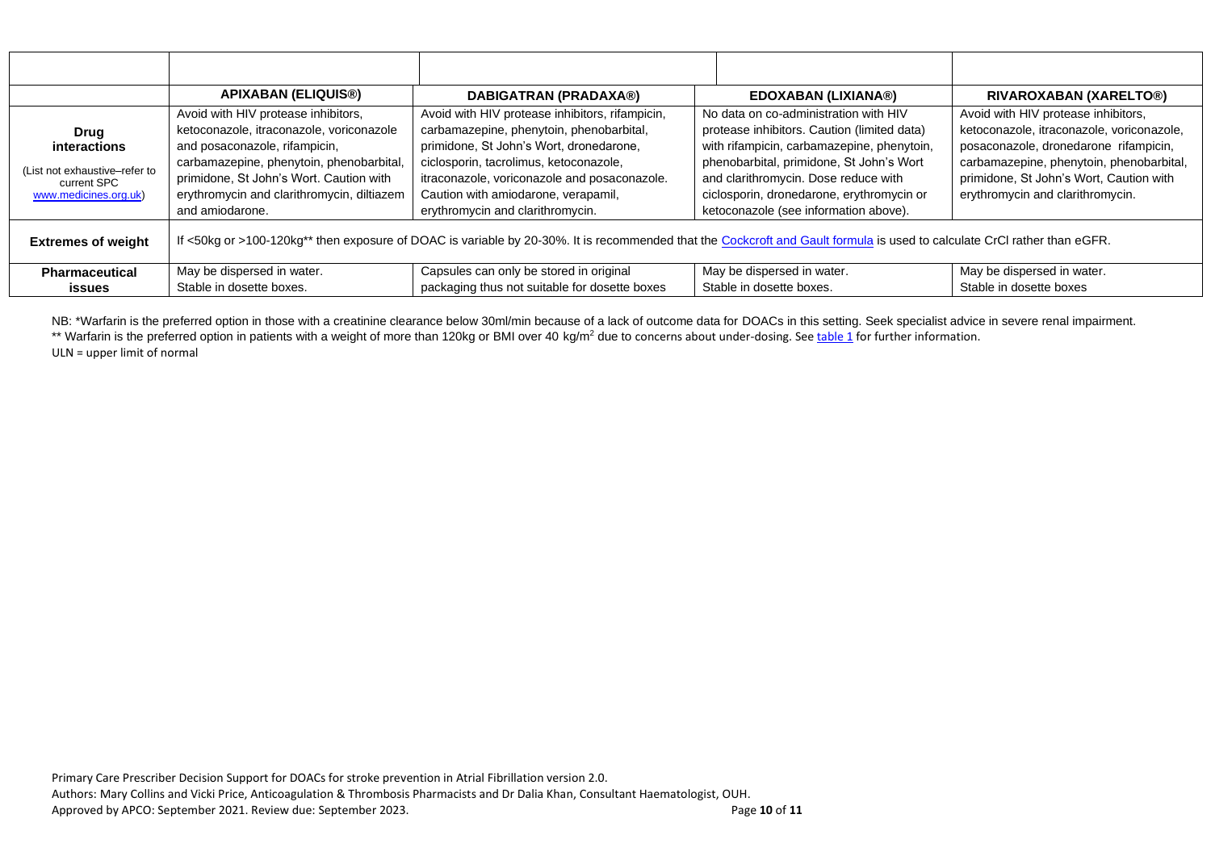| | APIXABAN (ELIQUIS®) | DABIGATRAN (PRADAXA®) | EDOXABAN (LIXIANA®) | RIVAROXABAN (XARELTO®) |
|---|---|---|---|---|
| **Drug interactions** (List not exhaustive–refer to current SPC www.medicines.org.uk) | Avoid with HIV protease inhibitors, ketoconazole, itraconazole, voriconazole and posaconazole, rifampicin, carbamazepine, phenytoin, phenobarbital, primidone, St John's Wort. Caution with erythromycin and clarithromycin, diltiazem and amiodarone. | Avoid with HIV protease inhibitors, rifampicin, carbamazepine, phenytoin, phenobarbital, primidone, St John's Wort, dronedarone, ciclosporin, tacrolimus, ketoconazole, itraconazole, voriconazole and posaconazole. Caution with amiodarone, verapamil, erythromycin and clarithromycin. | No data on co-administration with HIV protease inhibitors. Caution (limited data) with rifampicin, carbamazepine, phenytoin, phenobarbital, primidone, St John's Wort and clarithromycin. Dose reduce with ciclosporin, dronedarone, erythromycin or ketoconazole (see information above). | Avoid with HIV protease inhibitors, ketoconazole, itraconazole, voriconazole, posaconazole, dronedarone rifampicin, carbamazepine, phenytoin, phenobarbital, primidone, St John's Wort, Caution with erythromycin and clarithromycin. |
| **Extremes of weight** | If <50kg or >100-120kg** then exposure of DOAC is variable by 20-30%. It is recommended that the Cockcroft and Gault formula is used to calculate CrCl rather than eGFR. | | | |
| **Pharmaceutical issues** | May be dispersed in water. Stable in dosette boxes. | Capsules can only be stored in original packaging thus not suitable for dosette boxes | May be dispersed in water. Stable in dosette boxes. | May be dispersed in water. Stable in dosette boxes |

NB: *Warfarin is the preferred option in those with a creatinine clearance below 30ml/min because of a lack of outcome data for DOACs in this setting. Seek specialist advice in severe renal impairment.

** Warfarin is the preferred option in patients with a weight of more than 120kg or BMI over 40 kg/m$^2$ due to concerns about under-dosing. See table 1 for further information.

ULN = upper limit of normal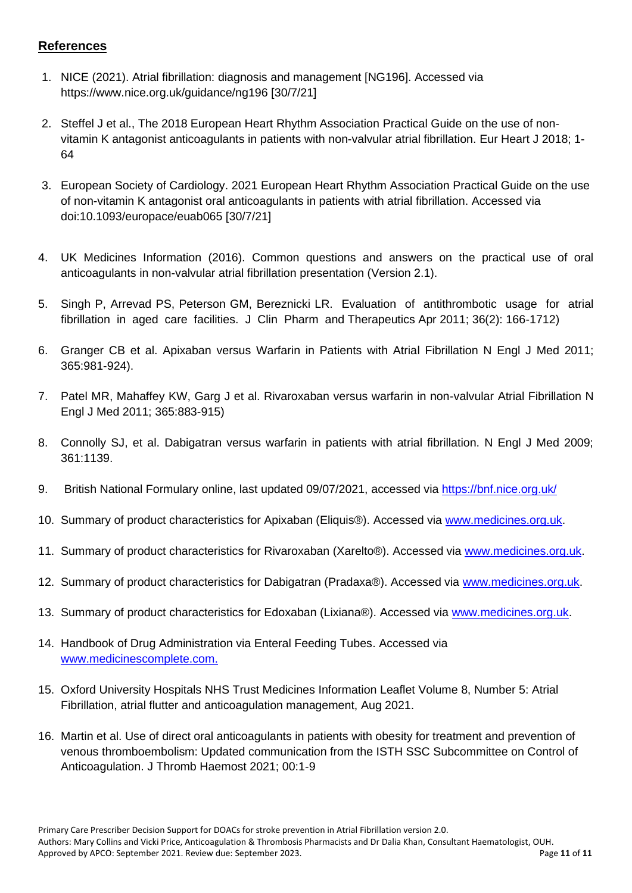## References

1. NICE (2021). Atrial fibrillation: diagnosis and management [NG196]. Accessed via https://www.nice.org.uk/guidance/ng196 [30/7/21]

2. Steffel J et al., The 2018 European Heart Rhythm Association Practical Guide on the use of non-vitamin K antagonist anticoagulants in patients with non-valvular atrial fibrillation. Eur Heart J 2018; 1-64

3. European Society of Cardiology. 2021 European Heart Rhythm Association Practical Guide on the use of non-vitamin K antagonist oral anticoagulants in patients with atrial fibrillation. Accessed via doi:10.1093/europace/euab065 [30/7/21]

4. UK Medicines Information (2016). Common questions and answers on the practical use of oral anticoagulants in non-valvular atrial fibrillation presentation (Version 2.1).

5. Singh P, Arrevad PS, Peterson GM, Bereznicki LR. Evaluation of antithrombotic usage for atrial fibrillation in aged care facilities. J Clin Pharm and Therapeutics Apr 2011; 36(2): 166-1712)

6. Granger CB et al. Apixaban versus Warfarin in Patients with Atrial Fibrillation N Engl J Med 2011; 365:981-924).

7. Patel MR, Mahaffey KW, Garg J et al. Rivaroxaban versus warfarin in non-valvular Atrial Fibrillation N Engl J Med 2011; 365:883-915)

8. Connolly SJ, et al. Dabigatran versus warfarin in patients with atrial fibrillation. N Engl J Med 2009; 361:1139.

9. British National Formulary online, last updated 09/07/2021, accessed via https://bnf.nice.org.uk/

10. Summary of product characteristics for Apixaban (Eliquis®). Accessed via www.medicines.org.uk.

11. Summary of product characteristics for Rivaroxaban (Xarelto®). Accessed via www.medicines.org.uk.

12. Summary of product characteristics for Dabigatran (Pradaxa®). Accessed via www.medicines.org.uk.

13. Summary of product characteristics for Edoxaban (Lixiana®). Accessed via www.medicines.org.uk.

14. Handbook of Drug Administration via Enteral Feeding Tubes. Accessed via www.medicinescomplete.com.

15. Oxford University Hospitals NHS Trust Medicines Information Leaflet Volume 8, Number 5: Atrial Fibrillation, atrial flutter and anticoagulation management, Aug 2021.

16. Martin et al. Use of direct oral anticoagulants in patients with obesity for treatment and prevention of venous thromboembolism: Updated communication from the ISTH SSC Subcommittee on Control of Anticoagulation. J Thromb Haemost 2021; 00:1-9